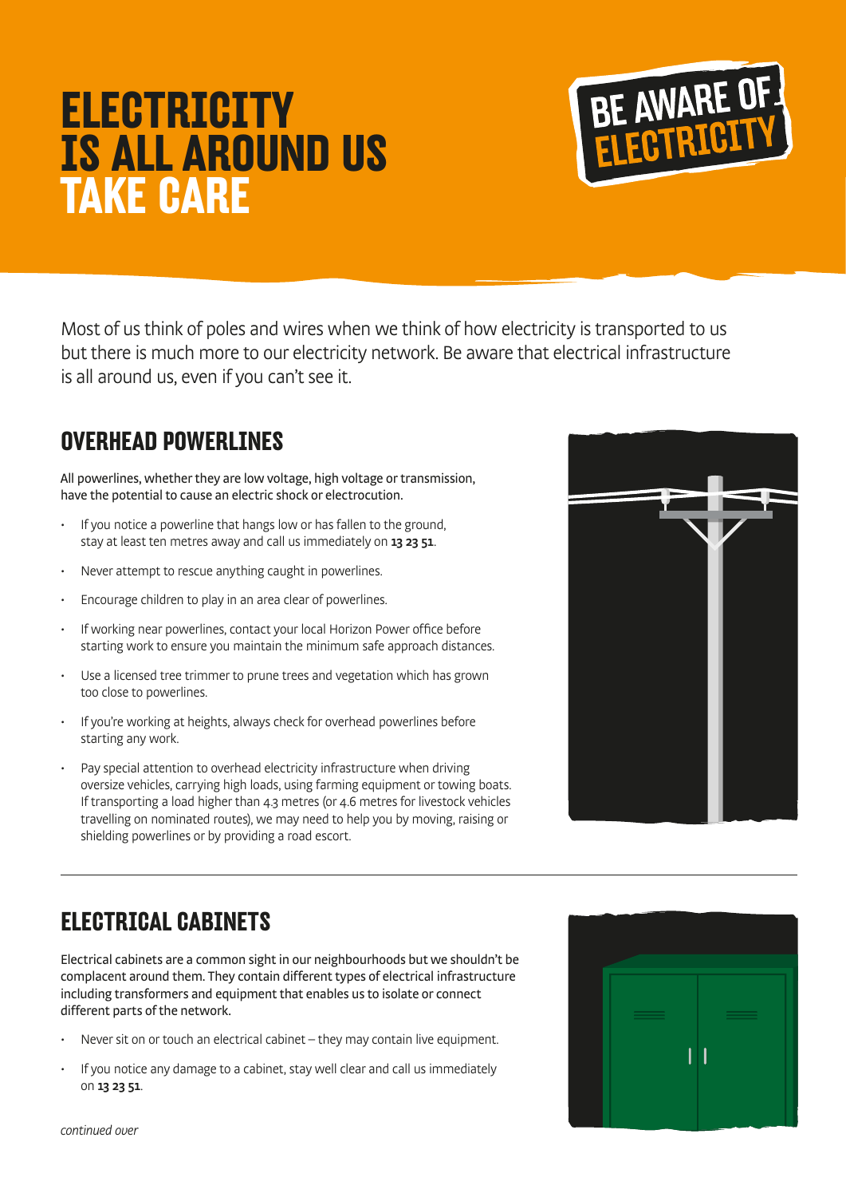# ELECTRICITY IS ALL AROUND US TAKE CARE

BE AWARE OF ELECTRICITY

Most of us think of poles and wires when we think of how electricity is transported to us but there is much more to our electricity network. Be aware that electrical infrastructure is all around us, even if you can't see it.

## OVERHEAD POWERLINES

All powerlines, whether they are low voltage, high voltage or transmission, have the potential to cause an electric shock or electrocution.

- If you notice a powerline that hangs low or has fallen to the ground, stay at least ten metres away and call us immediately on **13 23 51**.
- Never attempt to rescue anything caught in powerlines.
- Encourage children to play in an area clear of powerlines.
- If working near powerlines, contact your local Horizon Power office before starting work to ensure you maintain the minimum safe approach distances.
- Use a licensed tree trimmer to prune trees and vegetation which has grown too close to powerlines.
- If you're working at heights, always check for overhead powerlines before starting any work.
- Pay special attention to overhead electricity infrastructure when driving oversize vehicles, carrying high loads, using farming equipment or towing boats. If transporting a load higher than 4.3 metres (or 4.6 metres for livestock vehicles travelling on nominated routes), we may need to help you by moving, raising or shielding powerlines or by providing a road escort.

## ELECTRICAL CABINETS

Electrical cabinets are a common sight in our neighbourhoods but we shouldn't be complacent around them. They contain different types of electrical infrastructure including transformers and equipment that enables us to isolate or connect different parts of the network.

- Never sit on or touch an electrical cabinet – they may contain live equipment.
- If you notice any damage to a cabinet, stay well clear and call us immediately on **13 23 51**.

*continued over*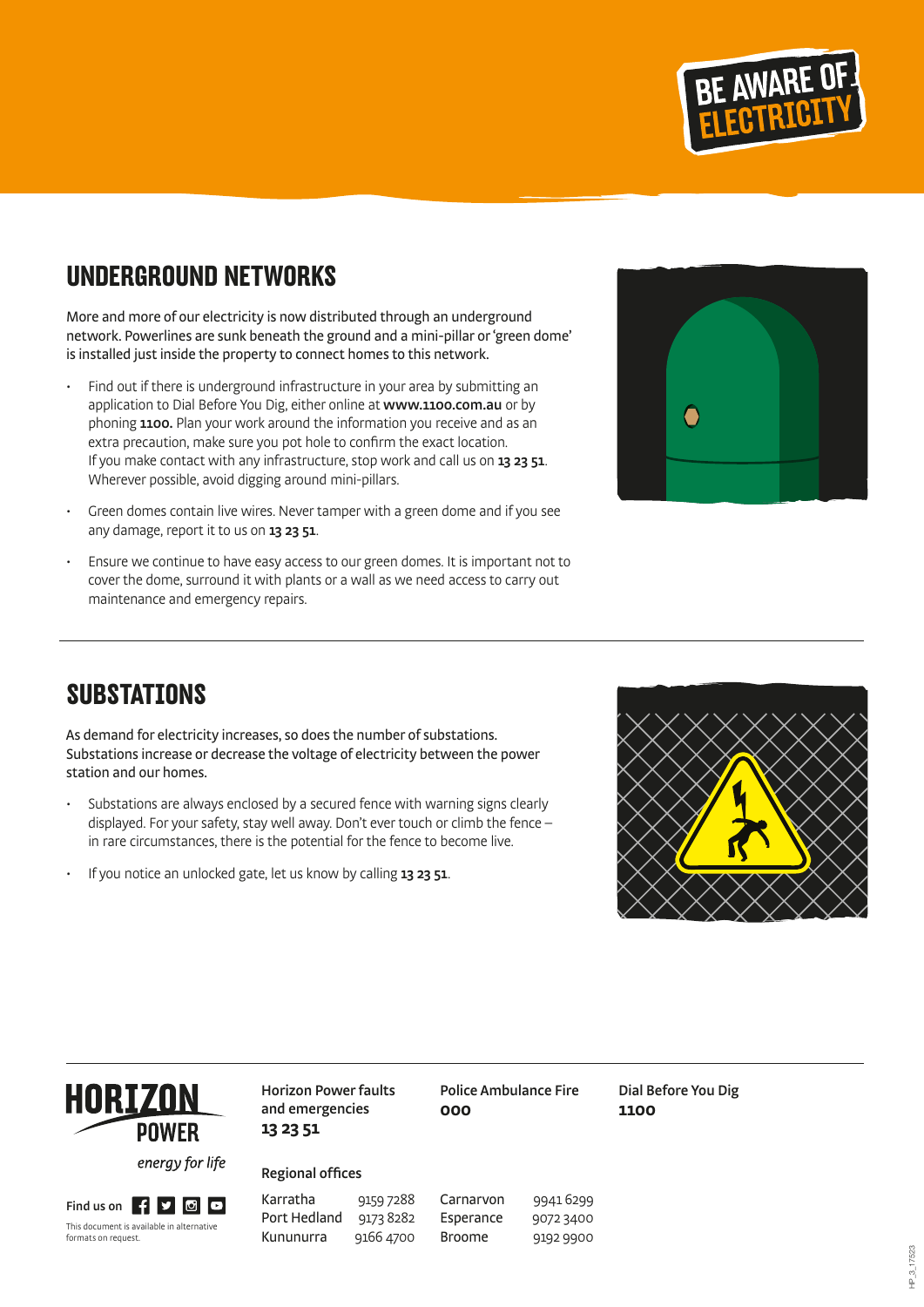BE AWARE OF ELECTRICITY

## UNDERGROUND NETWORKS

More and more of our electricity is now distributed through an underground network. Powerlines are sunk beneath the ground and a mini-pillar or 'green dome' is installed just inside the property to connect homes to this network.

- Find out if there is underground infrastructure in your area by submitting an application to Dial Before You Dig, either online at **www.1100.com.au** or by phoning **1100.** Plan your work around the information you receive and as an extra precaution, make sure you pot hole to confirm the exact location. If you make contact with any infrastructure, stop work and call us on **13 23 51**. Wherever possible, avoid digging around mini-pillars.
- Green domes contain live wires. Never tamper with a green dome and if you see any damage, report it to us on **13 23 51**.
- Ensure we continue to have easy access to our green domes. It is important not to cover the dome, surround it with plants or a wall as we need access to carry out maintenance and emergency repairs.

## SUBSTATIONS

As demand for electricity increases, so does the number of substations. Substations increase or decrease the voltage of electricity between the power station and our homes.

- Substations are always enclosed by a secured fence with warning signs clearly displayed. For your safety, stay well away. Don't ever touch or climb the fence – in rare circumstances, there is the potential for the fence to become live.
- If you notice an unlocked gate, let us know by calling **13 23 51**.

---

HORIZON POWER

*energy for life*

Find us on

This document is available in alternative formats on request.

**Horizon Power faults and emergencies**
**13 23 51**

**Police Ambulance Fire**
**000**

**Dial Before You Dig**
**1100**

**Regional offices**

| | | | |
|---|---|---|---|
| Karratha | 9159 7288 | Carnarvon | 9941 6299 |
| Port Hedland | 9173 8282 | Esperance | 9072 3400 |
| Kununurra | 9166 4700 | Broome | 9192 9900 |

HP_3_17523